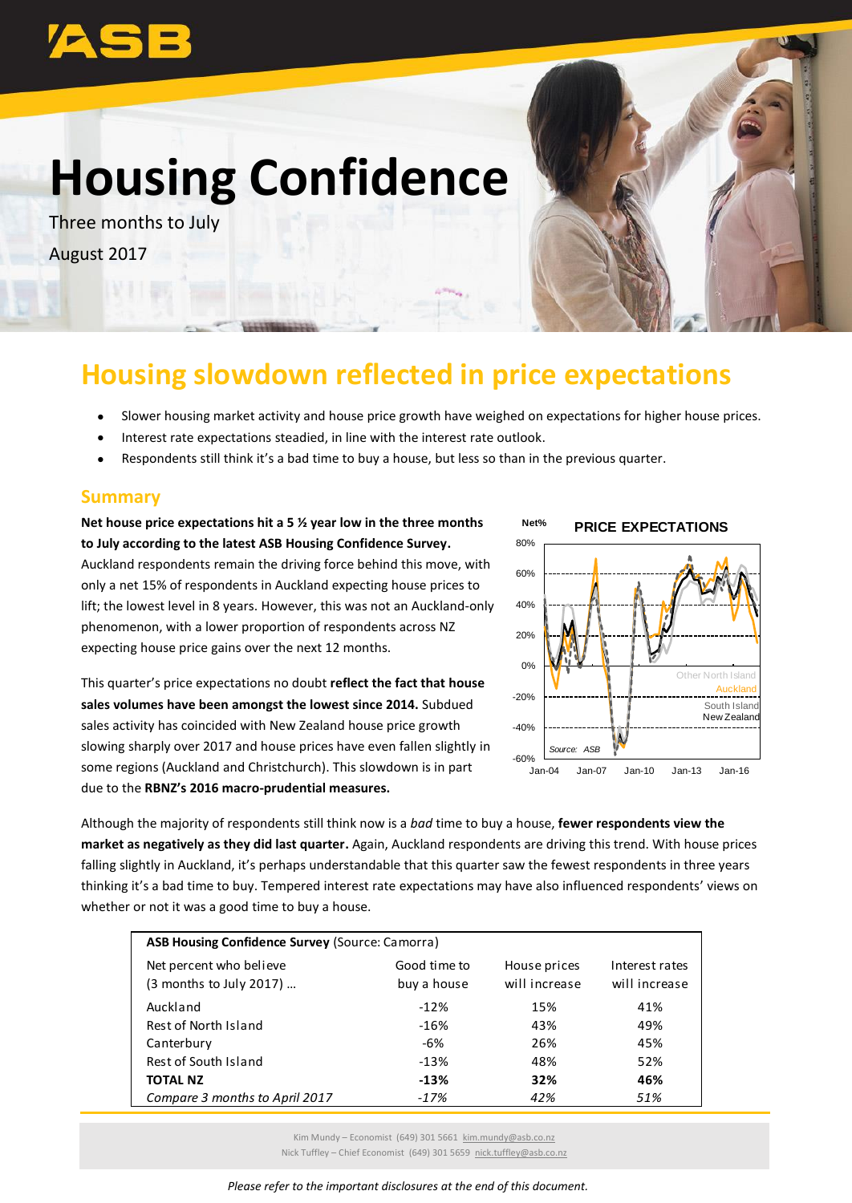# Housing Confidence

Three months to July

August 2017

## Housing slowdown reflected in price expectations

- Slower housing market activity and house price growth have weighed on expectations for higher house prices.
- Interest rate expectations steadied, in line with the interest rate outlook.
- Respondents still think it's a bad time to buy a house, but less so than in the previous quarter.

### Summary

**Net house price expectations hit a 5 ½ year low in the three months to July according to the latest ASB Housing Confidence Survey.** Auckland respondents remain the driving force behind this move, with only a net 15% of respondents in Auckland expecting house prices to lift; the lowest level in 8 years. However, this was not an Auckland-only phenomenon, with a lower proportion of respondents across NZ expecting house price gains over the next 12 months.

This quarter's price expectations no doubt **reflect the fact that house sales volumes have been amongst the lowest since 2014.** Subdued sales activity has coincided with New Zealand house price growth slowing sharply over 2017 and house prices have even fallen slightly in some regions (Auckland and Christchurch). This slowdown is in part due to the **RBNZ's 2016 macro-prudential measures.**

Although the majority of respondents still think now is a *bad* time to buy a house, **fewer respondents view the market as negatively as they did last quarter.** Again, Auckland respondents are driving this trend. With house prices falling slightly in Auckland, it's perhaps understandable that this quarter saw the fewest respondents in three years thinking it's a bad time to buy. Tempered interest rate expectations may have also influenced respondents' views on whether or not it was a good time to buy a house.

**ASB Housing Confidence Survey** (Source: Camorra)

| Net percent who believe (3 months to July 2017) … | Good time to buy a house | House prices will increase | Interest rates will increase |
|---|---|---|---|
| Auckland | -12% | 15% | 41% |
| Rest of North Island | -16% | 43% | 49% |
| Canterbury | -6% | 26% | 45% |
| Rest of South Island | -13% | 48% | 52% |
| **TOTAL NZ** | **-13%** | **32%** | **46%** |
| *Compare 3 months to April 2017* | *-17%* | *42%* | *51%* |

Kim Mundy – Economist (649) 301 5661 kim.mundy@asb.co.nz
Nick Tuffley – Chief Economist (649) 301 5659 nick.tuffley@asb.co.nz

*Please refer to the important disclosures at the end of this document.*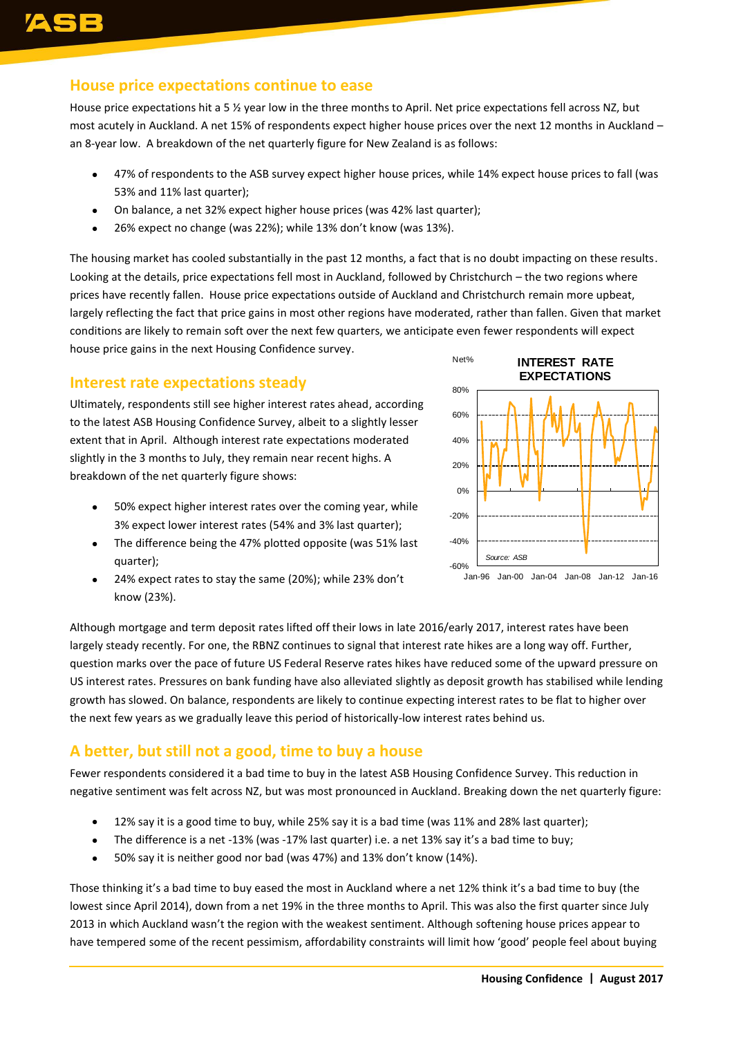## House price expectations continue to ease

House price expectations hit a 5 ½ year low in the three months to April. Net price expectations fell across NZ, but most acutely in Auckland. A net 15% of respondents expect higher house prices over the next 12 months in Auckland – an 8-year low. A breakdown of the net quarterly figure for New Zealand is as follows:

- 47% of respondents to the ASB survey expect higher house prices, while 14% expect house prices to fall (was 53% and 11% last quarter);
- On balance, a net 32% expect higher house prices (was 42% last quarter);
- 26% expect no change (was 22%); while 13% don't know (was 13%).

The housing market has cooled substantially in the past 12 months, a fact that is no doubt impacting on these results. Looking at the details, price expectations fell most in Auckland, followed by Christchurch – the two regions where prices have recently fallen. House price expectations outside of Auckland and Christchurch remain more upbeat, largely reflecting the fact that price gains in most other regions have moderated, rather than fallen. Given that market conditions are likely to remain soft over the next few quarters, we anticipate even fewer respondents will expect house price gains in the next Housing Confidence survey.

## Interest rate expectations steady

Ultimately, respondents still see higher interest rates ahead, according to the latest ASB Housing Confidence Survey, albeit to a slightly lesser extent that in April. Although interest rate expectations moderated slightly in the 3 months to July, they remain near recent highs. A breakdown of the net quarterly figure shows:

- 50% expect higher interest rates over the coming year, while 3% expect lower interest rates (54% and 3% last quarter);
- The difference being the 47% plotted opposite (was 51% last quarter);
- 24% expect rates to stay the same (20%); while 23% don't know (23%).

Although mortgage and term deposit rates lifted off their lows in late 2016/early 2017, interest rates have been largely steady recently. For one, the RBNZ continues to signal that interest rate hikes are a long way off. Further, question marks over the pace of future US Federal Reserve rates hikes have reduced some of the upward pressure on US interest rates. Pressures on bank funding have also alleviated slightly as deposit growth has stabilised while lending growth has slowed. On balance, respondents are likely to continue expecting interest rates to be flat to higher over the next few years as we gradually leave this period of historically-low interest rates behind us.

## A better, but still not a good, time to buy a house

Fewer respondents considered it a bad time to buy in the latest ASB Housing Confidence Survey. This reduction in negative sentiment was felt across NZ, but was most pronounced in Auckland. Breaking down the net quarterly figure:

- 12% say it is a good time to buy, while 25% say it is a bad time (was 11% and 28% last quarter);
- The difference is a net -13% (was -17% last quarter) i.e. a net 13% say it's a bad time to buy;
- 50% say it is neither good nor bad (was 47%) and 13% don't know (14%).

Those thinking it's a bad time to buy eased the most in Auckland where a net 12% think it's a bad time to buy (the lowest since April 2014), down from a net 19% in the three months to April. This was also the first quarter since July 2013 in which Auckland wasn't the region with the weakest sentiment. Although softening house prices appear to have tempered some of the recent pessimism, affordability constraints will limit how 'good' people feel about buying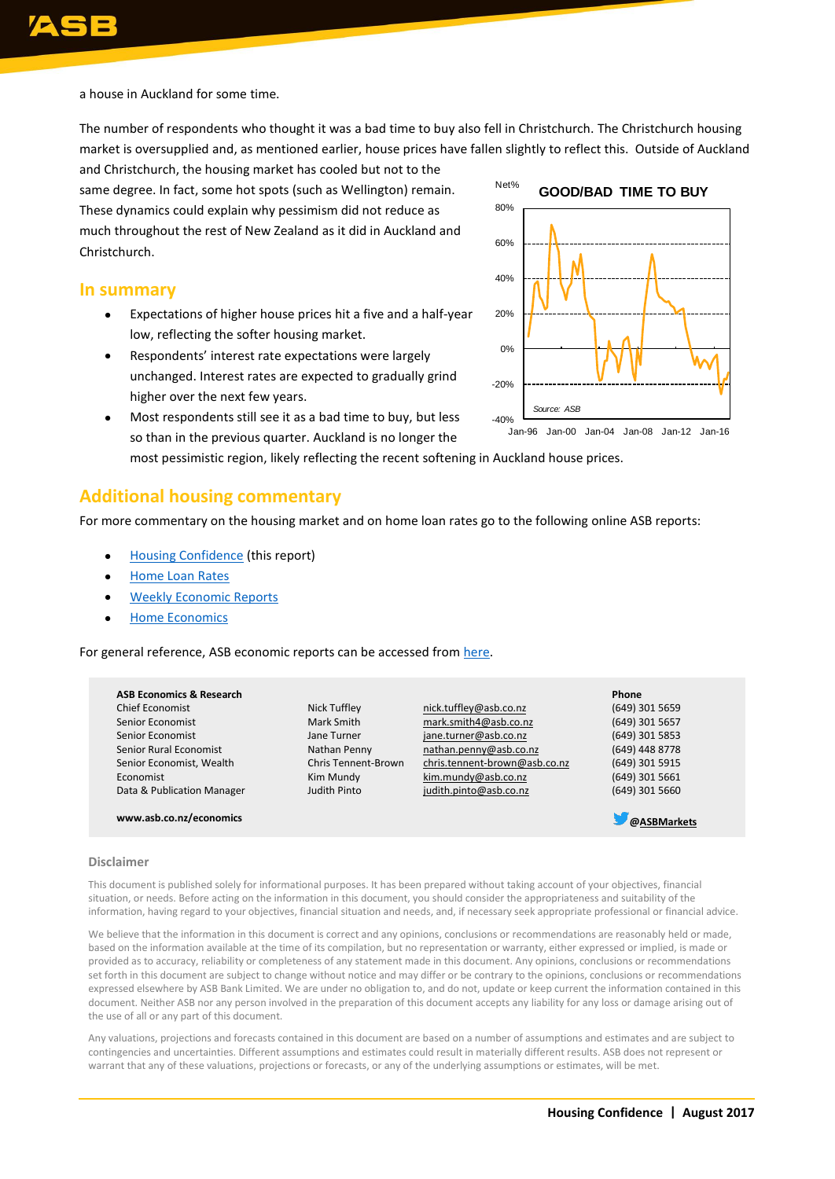a house in Auckland for some time.

The number of respondents who thought it was a bad time to buy also fell in Christchurch. The Christchurch housing market is oversupplied and, as mentioned earlier, house prices have fallen slightly to reflect this. Outside of Auckland and Christchurch, the housing market has cooled but not to the same degree. In fact, some hot spots (such as Wellington) remain. These dynamics could explain why pessimism did not reduce as much throughout the rest of New Zealand as it did in Auckland and Christchurch.

GOOD/BAD TIME TO BUY

Net%

80%
60%
40%
20%
0%
-20%
-40%

Jan-96 Jan-00 Jan-04 Jan-08 Jan-12 Jan-16

Source: ASB

## In summary

- Expectations of higher house prices hit a five and a half-year low, reflecting the softer housing market.
- Respondents' interest rate expectations were largely unchanged. Interest rates are expected to gradually grind higher over the next few years.
- Most respondents still see it as a bad time to buy, but less so than in the previous quarter. Auckland is no longer the most pessimistic region, likely reflecting the recent softening in Auckland house prices.

## Additional housing commentary

For more commentary on the housing market and on home loan rates go to the following online ASB reports:

- [Housing Confidence](#) (this report)
- [Home Loan Rates](#)
- [Weekly Economic Reports](#)
- [Home Economics](#)

For general reference, ASB economic reports can be accessed from [here](#).

| ASB Economics & Research | | | Phone |
|---|---|---|---|
| Chief Economist | Nick Tuffley | nick.tuffley@asb.co.nz | (649) 301 5659 |
| Senior Economist | Mark Smith | mark.smith4@asb.co.nz | (649) 301 5657 |
| Senior Economist | Jane Turner | jane.turner@asb.co.nz | (649) 301 5853 |
| Senior Rural Economist | Nathan Penny | nathan.penny@asb.co.nz | (649) 448 8778 |
| Senior Economist, Wealth | Chris Tennent-Brown | chris.tennent-brown@asb.co.nz | (649) 301 5915 |
| Economist | Kim Mundy | kim.mundy@asb.co.nz | (649) 301 5661 |
| Data & Publication Manager | Judith Pinto | judith.pinto@asb.co.nz | (649) 301 5660 |

**www.asb.co.nz/economics**

**@ASBMarkets**

### Disclaimer

This document is published solely for informational purposes. It has been prepared without taking account of your objectives, financial situation, or needs. Before acting on the information in this document, you should consider the appropriateness and suitability of the information, having regard to your objectives, financial situation and needs, and, if necessary seek appropriate professional or financial advice.

We believe that the information in this document is correct and any opinions, conclusions or recommendations are reasonably held or made, based on the information available at the time of its compilation, but no representation or warranty, either expressed or implied, is made or provided as to accuracy, reliability or completeness of any statement made in this document. Any opinions, conclusions or recommendations set forth in this document are subject to change without notice and may differ or be contrary to the opinions, conclusions or recommendations expressed elsewhere by ASB Bank Limited. We are under no obligation to, and do not, update or keep current the information contained in this document. Neither ASB nor any person involved in the preparation of this document accepts any liability for any loss or damage arising out of the use of all or any part of this document.

Any valuations, projections and forecasts contained in this document are based on a number of assumptions and estimates and are subject to contingencies and uncertainties. Different assumptions and estimates could result in materially different results. ASB does not represent or warrant that any of these valuations, projections or forecasts, or any of the underlying assumptions or estimates, will be met.